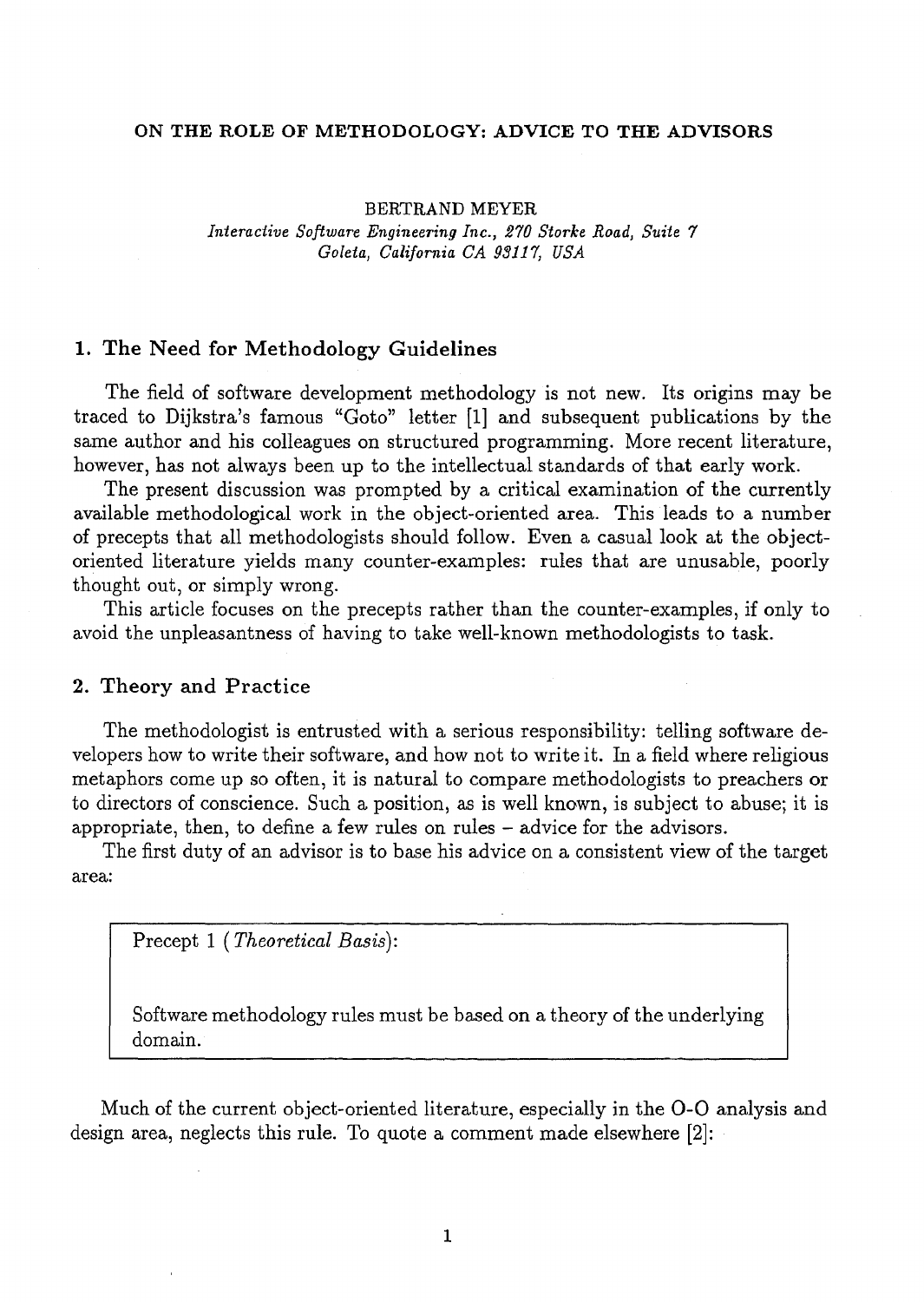# ON THE ROLE OF METHODOLOGY: ADVICE TO THE ADVISORS

BERTRAND MEYER

*Interactive Software Engineering Inc., 270 Storke Road, Suite 7*
*Goleta, California CA 93117, USA*

## 1. The Need for Methodology Guidelines

The field of software development methodology is not new. Its origins may be traced to Dijkstra's famous "Goto" letter [1] and subsequent publications by the same author and his colleagues on structured programming. More recent literature, however, has not always been up to the intellectual standards of that early work.

The present discussion was prompted by a critical examination of the currently available methodological work in the object-oriented area. This leads to a number of precepts that all methodologists should follow. Even a casual look at the object-oriented literature yields many counter-examples: rules that are unusable, poorly thought out, or simply wrong.

This article focuses on the precepts rather than the counter-examples, if only to avoid the unpleasantness of having to take well-known methodologists to task.

## 2. Theory and Practice

The methodologist is entrusted with a serious responsibility: telling software developers how to write their software, and how not to write it. In a field where religious metaphors come up so often, it is natural to compare methodologists to preachers or to directors of conscience. Such a position, as is well known, is subject to abuse; it is appropriate, then, to define a few rules on rules – advice for the advisors.

The first duty of an advisor is to base his advice on a consistent view of the target area:

> Precept 1 (*Theoretical Basis*):
>
> Software methodology rules must be based on a theory of the underlying domain.

Much of the current object-oriented literature, especially in the O-O analysis and design area, neglects this rule. To quote a comment made elsewhere [2]: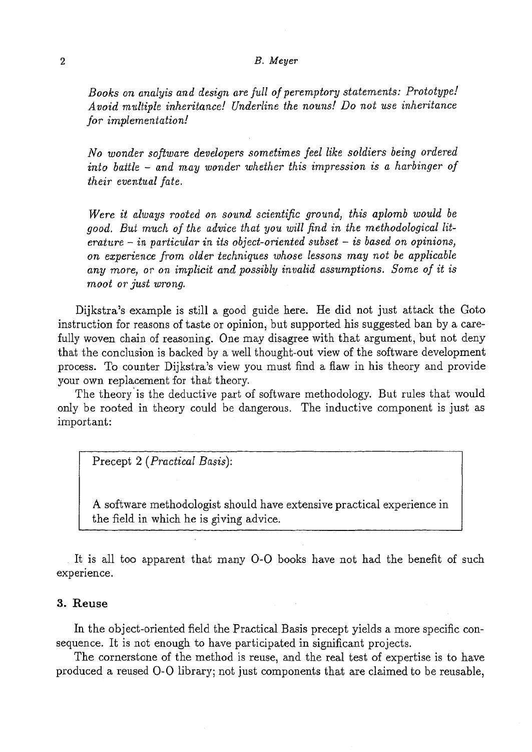*Books on analyis and design are full of peremptory statements: Prototype! Avoid multiple inheritance! Underline the nouns! Do not use inheritance for implementation!*

*No wonder software developers sometimes feel like soldiers being ordered into battle – and may wonder whether this impression is a harbinger of their eventual fate.*

*Were it always rooted on sound scientific ground, this aplomb would be good. But much of the advice that you will find in the methodological literature – in particular in its object-oriented subset – is based on opinions, on experience from older techniques whose lessons may not be applicable any more, or on implicit and possibly invalid assumptions. Some of it is moot or just wrong.*

Dijkstra's example is still a good guide here. He did not just attack the Goto instruction for reasons of taste or opinion, but supported his suggested ban by a carefully woven chain of reasoning. One may disagree with that argument, but not deny that the conclusion is backed by a well thought-out view of the software development process. To counter Dijkstra's view you must find a flaw in his theory and provide your own replacement for that theory.

The theory is the deductive part of software methodology. But rules that would only be rooted in theory could be dangerous. The inductive component is just as important:

> Precept 2 (*Practical Basis*):
>
> A software methodologist should have extensive practical experience in the field in which he is giving advice.

It is all too apparent that many O-O books have not had the benefit of such experience.

## 3. Reuse

In the object-oriented field the Practical Basis precept yields a more specific consequence. It is not enough to have participated in significant projects.

The cornerstone of the method is reuse, and the real test of expertise is to have produced a reused O-O library; not just components that are claimed to be reusable,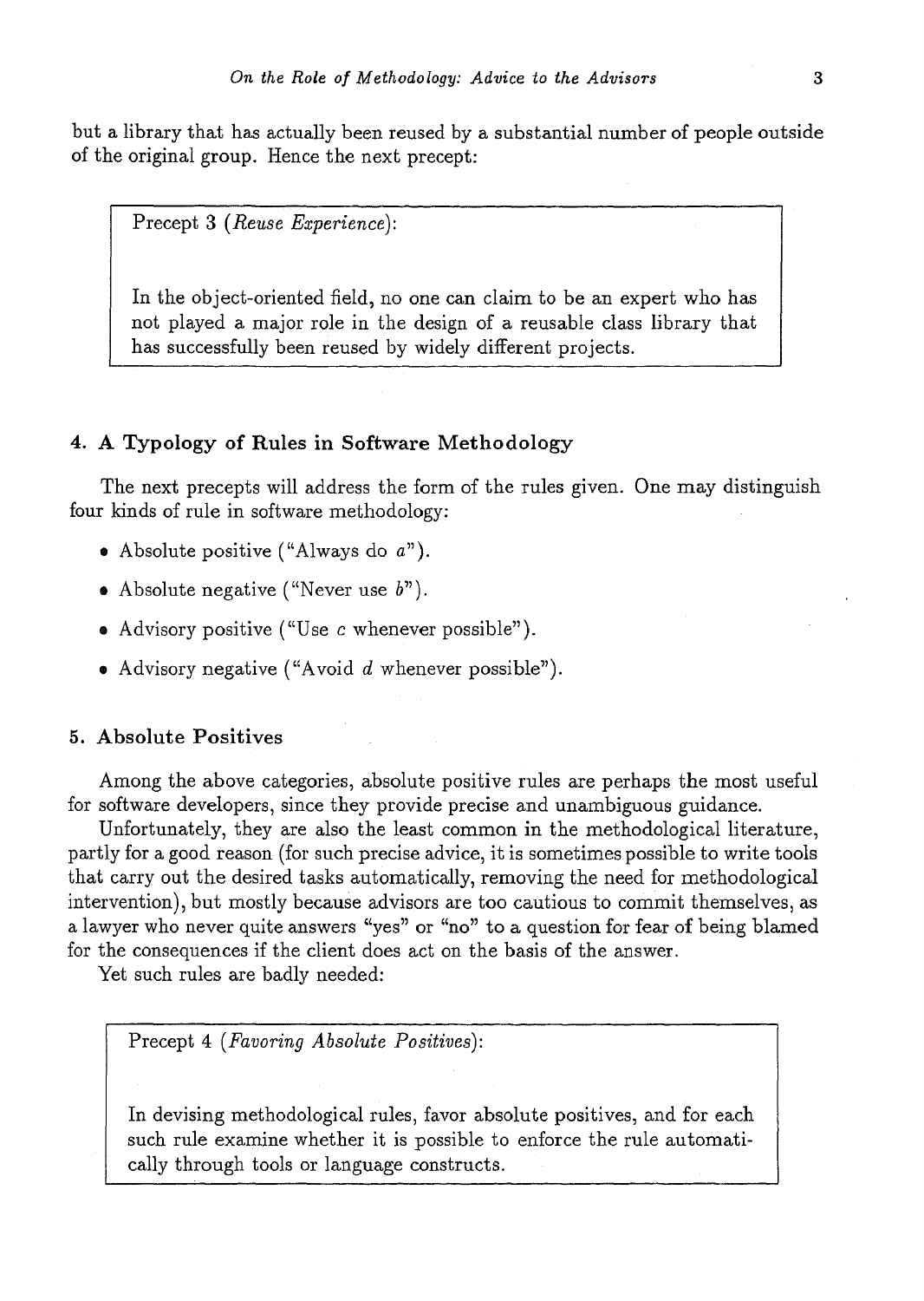but a library that has actually been reused by a substantial number of people outside of the original group. Hence the next precept:

> Precept 3 (*Reuse Experience*):
>
> In the object-oriented field, no one can claim to be an expert who has not played a major role in the design of a reusable class library that has successfully been reused by widely different projects.

## 4. A Typology of Rules in Software Methodology

The next precepts will address the form of the rules given. One may distinguish four kinds of rule in software methodology:

- Absolute positive ("Always do *a*").
- Absolute negative ("Never use *b*").
- Advisory positive ("Use *c* whenever possible").
- Advisory negative ("Avoid *d* whenever possible").

## 5. Absolute Positives

Among the above categories, absolute positive rules are perhaps the most useful for software developers, since they provide precise and unambiguous guidance.

Unfortunately, they are also the least common in the methodological literature, partly for a good reason (for such precise advice, it is sometimes possible to write tools that carry out the desired tasks automatically, removing the need for methodological intervention), but mostly because advisors are too cautious to commit themselves, as a lawyer who never quite answers "yes" or "no" to a question for fear of being blamed for the consequences if the client does act on the basis of the answer.

Yet such rules are badly needed:

> Precept 4 (*Favoring Absolute Positives*):
>
> In devising methodological rules, favor absolute positives, and for each such rule examine whether it is possible to enforce the rule automatically through tools or language constructs.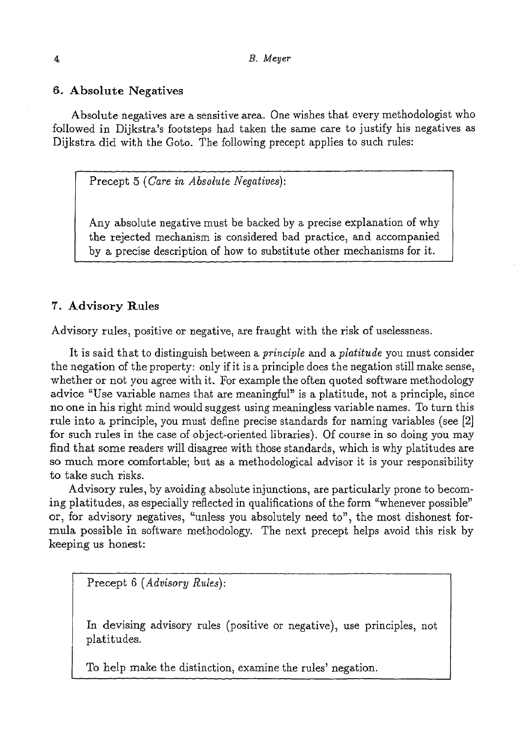## 6. Absolute Negatives

Absolute negatives are a sensitive area. One wishes that every methodologist who followed in Dijkstra's footsteps had taken the same care to justify his negatives as Dijkstra did with the Goto. The following precept applies to such rules:

> Precept 5 (*Care in Absolute Negatives*):
>
> Any absolute negative must be backed by a precise explanation of why the rejected mechanism is considered bad practice, and accompanied by a precise description of how to substitute other mechanisms for it.

## 7. Advisory Rules

Advisory rules, positive or negative, are fraught with the risk of uselessness.

It is said that to distinguish between a *principle* and a *platitude* you must consider the negation of the property: only if it is a principle does the negation still make sense, whether or not you agree with it. For example the often quoted software methodology advice "Use variable names that are meaningful" is a platitude, not a principle, since no one in his right mind would suggest using meaningless variable names. To turn this rule into a principle, you must define precise standards for naming variables (see [2] for such rules in the case of object-oriented libraries). Of course in so doing you may find that some readers will disagree with those standards, which is why platitudes are so much more comfortable; but as a methodological advisor it is your responsibility to take such risks.

Advisory rules, by avoiding absolute injunctions, are particularly prone to becoming platitudes, as especially reflected in qualifications of the form "whenever possible" or, for advisory negatives, "unless you absolutely need to", the most dishonest formula possible in software methodology. The next precept helps avoid this risk by keeping us honest:

> Precept 6 (*Advisory Rules*):
>
> In devising advisory rules (positive or negative), use principles, not platitudes.
>
> To help make the distinction, examine the rules' negation.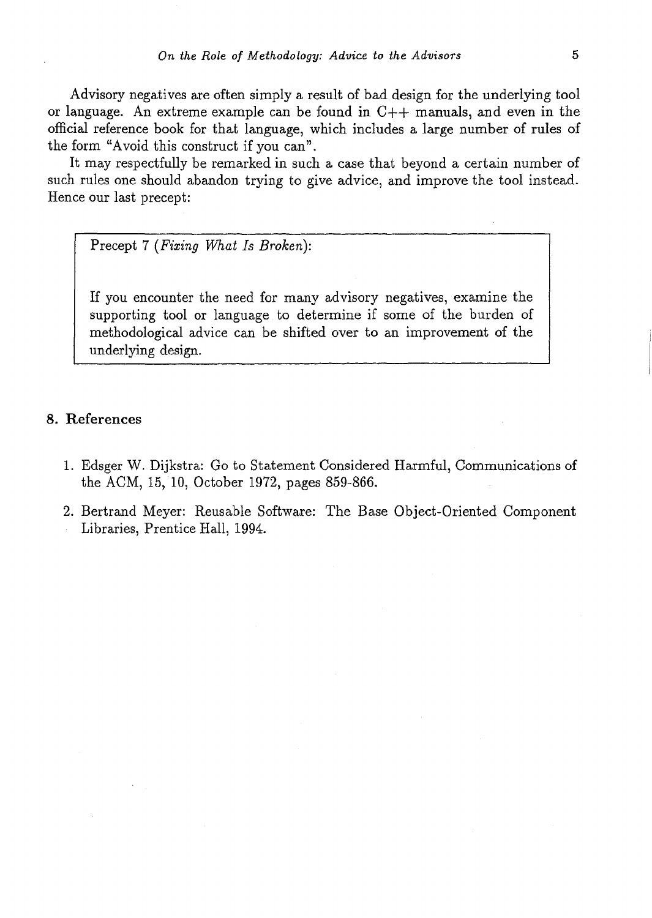Advisory negatives are often simply a result of bad design for the underlying tool or language. An extreme example can be found in C++ manuals, and even in the official reference book for that language, which includes a large number of rules of the form "Avoid this construct if you can".

It may respectfully be remarked in such a case that beyond a certain number of such rules one should abandon trying to give advice, and improve the tool instead. Hence our last precept:

> Precept 7 (*Fixing What Is Broken*):
>
> If you encounter the need for many advisory negatives, examine the supporting tool or language to determine if some of the burden of methodological advice can be shifted over to an improvement of the underlying design.

## 8. References

1. Edsger W. Dijkstra: Go to Statement Considered Harmful, Communications of the ACM, 15, 10, October 1972, pages 859-866.
2. Bertrand Meyer: Reusable Software: The Base Object-Oriented Component Libraries, Prentice Hall, 1994.